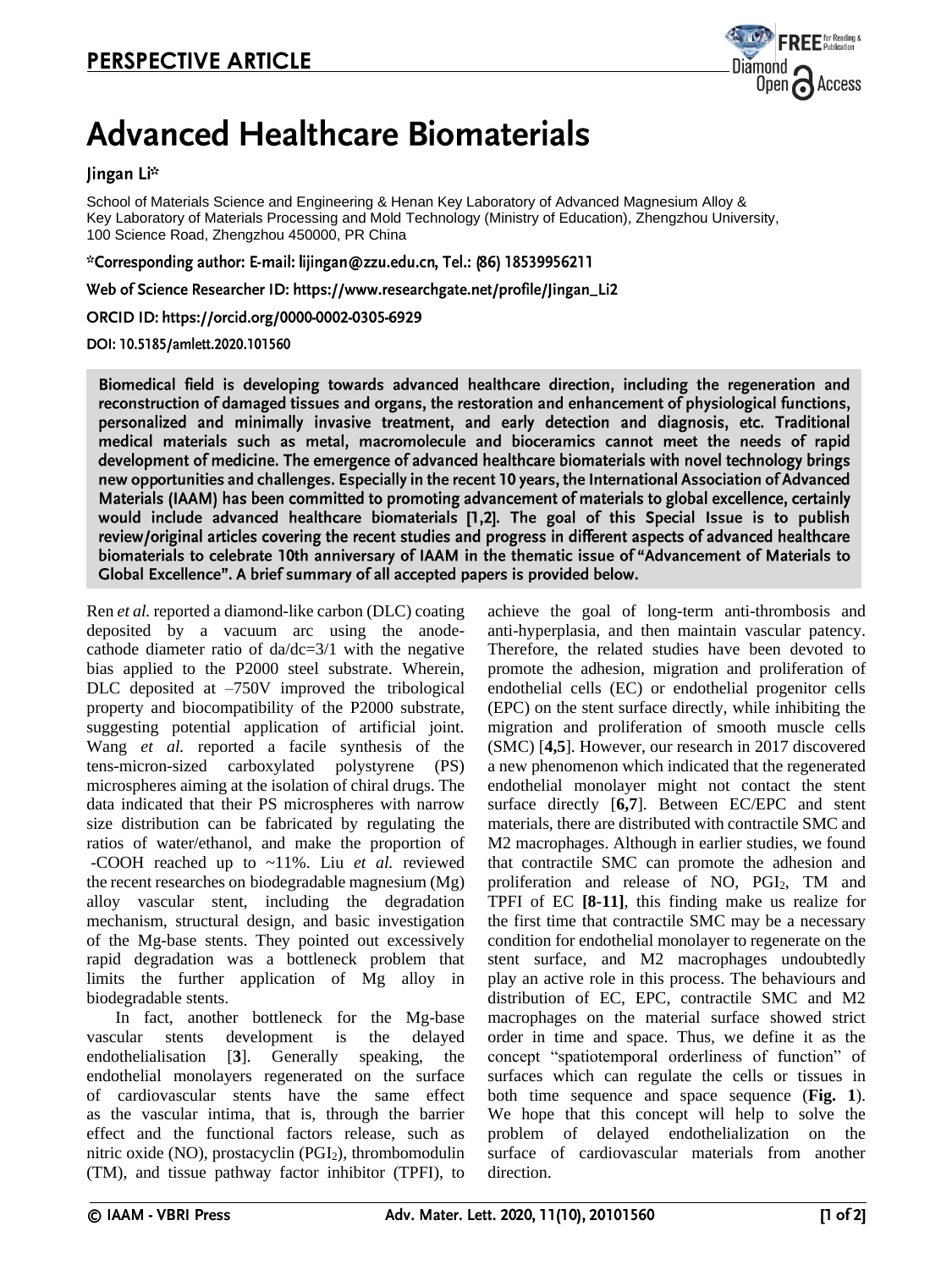**PERSPECTIVE ARTICLE**

# Advanced Healthcare Biomaterials

Jingan Li*

School of Materials Science and Engineering & Henan Key Laboratory of Advanced Magnesium Alloy & Key Laboratory of Materials Processing and Mold Technology (Ministry of Education), Zhengzhou University, 100 Science Road, Zhengzhou 450000, PR China

*Corresponding author: E-mail: lijingan@zzu.edu.cn, Tel.: (86) 18539956211

Web of Science Researcher ID: https://www.researchgate.net/profile/Jingan_Li2

ORCID ID: https://orcid.org/0000-0002-0305-6929

DOI: 10.5185/amlett.2020.101560

**Biomedical field is developing towards advanced healthcare direction, including the regeneration and reconstruction of damaged tissues and organs, the restoration and enhancement of physiological functions, personalized and minimally invasive treatment, and early detection and diagnosis, etc. Traditional medical materials such as metal, macromolecule and bioceramics cannot meet the needs of rapid development of medicine. The emergence of advanced healthcare biomaterials with novel technology brings new opportunities and challenges. Especially in the recent 10 years, the International Association of Advanced Materials (IAAM) has been committed to promoting advancement of materials to global excellence, certainly would include advanced healthcare biomaterials [1,2]. The goal of this Special Issue is to publish review/original articles covering the recent studies and progress in different aspects of advanced healthcare biomaterials to celebrate 10th anniversary of IAAM in the thematic issue of "Advancement of Materials to Global Excellence". A brief summary of all accepted papers is provided below.**

Ren *et al.* reported a diamond-like carbon (DLC) coating deposited by a vacuum arc using the anode-cathode diameter ratio of da/dc=3/1 with the negative bias applied to the P2000 steel substrate. Wherein, DLC deposited at –750V improved the tribological property and biocompatibility of the P2000 substrate, suggesting potential application of artificial joint. Wang *et al.* reported a facile synthesis of the tens-micron-sized carboxylated polystyrene (PS) microspheres aiming at the isolation of chiral drugs. The data indicated that their PS microspheres with narrow size distribution can be fabricated by regulating the ratios of water/ethanol, and make the proportion of -COOH reached up to ~11%. Liu *et al.* reviewed the recent researches on biodegradable magnesium (Mg) alloy vascular stent, including the degradation mechanism, structural design, and basic investigation of the Mg-base stents. They pointed out excessively rapid degradation was a bottleneck problem that limits the further application of Mg alloy in biodegradable stents.

In fact, another bottleneck for the Mg-base vascular stents development is the delayed endothelialisation [**3**]. Generally speaking, the endothelial monolayers regenerated on the surface of cardiovascular stents have the same effect as the vascular intima, that is, through the barrier effect and the functional factors release, such as nitric oxide (NO), prostacyclin ($PGI_2$), thrombomodulin (TM), and tissue pathway factor inhibitor (TPFI), to achieve the goal of long-term anti-thrombosis and anti-hyperplasia, and then maintain vascular patency. Therefore, the related studies have been devoted to promote the adhesion, migration and proliferation of endothelial cells (EC) or endothelial progenitor cells (EPC) on the stent surface directly, while inhibiting the migration and proliferation of smooth muscle cells (SMC) [**4,5**]. However, our research in 2017 discovered a new phenomenon which indicated that the regenerated endothelial monolayer might not contact the stent surface directly [**6,7**]. Between EC/EPC and stent materials, there are distributed with contractile SMC and M2 macrophages. Although in earlier studies, we found that contractile SMC can promote the adhesion and proliferation and release of NO, $PGI_2$, TM and TPFI of EC **[8-11]**, this finding make us realize for the first time that contractile SMC may be a necessary condition for endothelial monolayer to regenerate on the stent surface, and M2 macrophages undoubtedly play an active role in this process. The behaviours and distribution of EC, EPC, contractile SMC and M2 macrophages on the material surface showed strict order in time and space. Thus, we define it as the concept "spatiotemporal orderliness of function" of surfaces which can regulate the cells or tissues in both time sequence and space sequence (**Fig. 1**). We hope that this concept will help to solve the problem of delayed endothelialization on the surface of cardiovascular materials from another direction.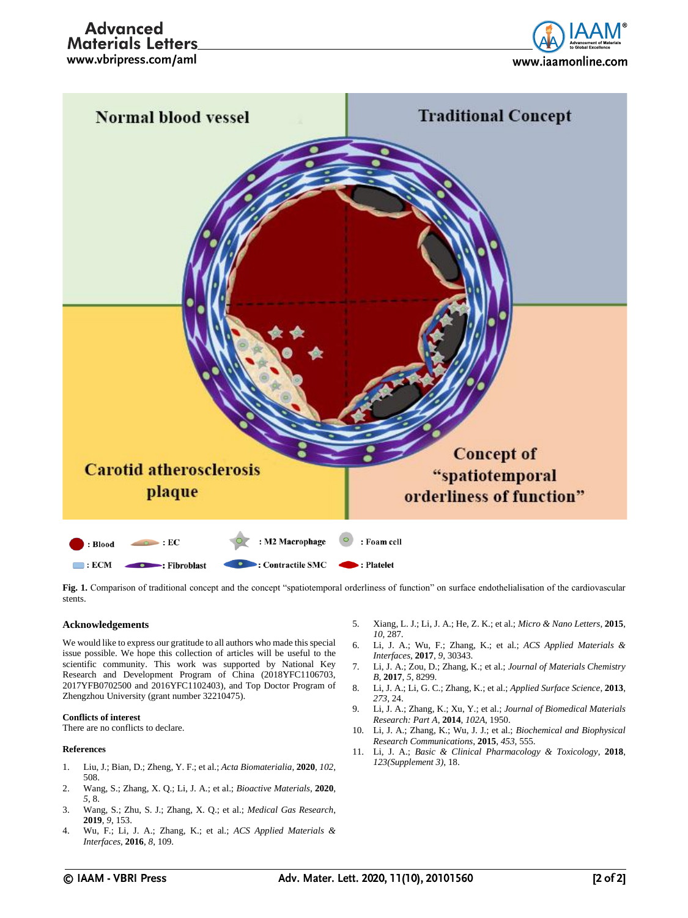Normal blood vessel

Traditional Concept

Carotid atherosclerosis plaque

Concept of "spatiotemporal orderliness of function"

: Blood
: EC
: M2 Macrophage
: Foam cell
: ECM
: Fibroblast
: Contractile SMC
: Platelet

**Fig. 1.** Comparison of traditional concept and the concept "spatiotemporal orderliness of function" on surface endothelialisation of the cardiovascular stents.

### Acknowledgements

We would like to express our gratitude to all authors who made this special issue possible. We hope this collection of articles will be useful to the scientific community. This work was supported by National Key Research and Development Program of China (2018YFC1106703, 2017YFB0702500 and 2016YFC1102403), and Top Doctor Program of Zhengzhou University (grant number 32210475).

### Conflicts of interest

There are no conflicts to declare.

### References

1. Liu, J.; Bian, D.; Zheng, Y. F.; et al.; *Acta Biomaterialia*, **2020**, *102*, 508.
2. Wang, S.; Zhang, X. Q.; Li, J. A.; et al.; *Bioactive Materials*, **2020**, *5*, 8.
3. Wang, S.; Zhu, S. J.; Zhang, X. Q.; et al.; *Medical Gas Research*, **2019**, *9*, 153.
4. Wu, F.; Li, J. A.; Zhang, K.; et al.; *ACS Applied Materials & Interfaces*, **2016**, *8*, 109.
5. Xiang, L. J.; Li, J. A.; He, Z. K.; et al.; *Micro & Nano Letters*, **2015**, *10*, 287.
6. Li, J. A.; Wu, F.; Zhang, K.; et al.; *ACS Applied Materials & Interfaces*, **2017**, *9*, 30343.
7. Li, J. A.; Zou, D.; Zhang, K.; et al.; *Journal of Materials Chemistry B*, **2017**, *5*, 8299.
8. Li, J. A.; Li, G. C.; Zhang, K.; et al.; *Applied Surface Science*, **2013**, *273*, 24.
9. Li, J. A.; Zhang, K.; Xu, Y.; et al.; *Journal of Biomedical Materials Research: Part A*, **2014**, *102A*, 1950.
10. Li, J. A.; Zhang, K.; Wu, J. J.; et al.; *Biochemical and Biophysical Research Communications*, **2015**, *453*, 555.
11. Li, J. A.; *Basic & Clinical Pharmacology & Toxicology*, **2018**, *123(Supplement 3)*, 18.